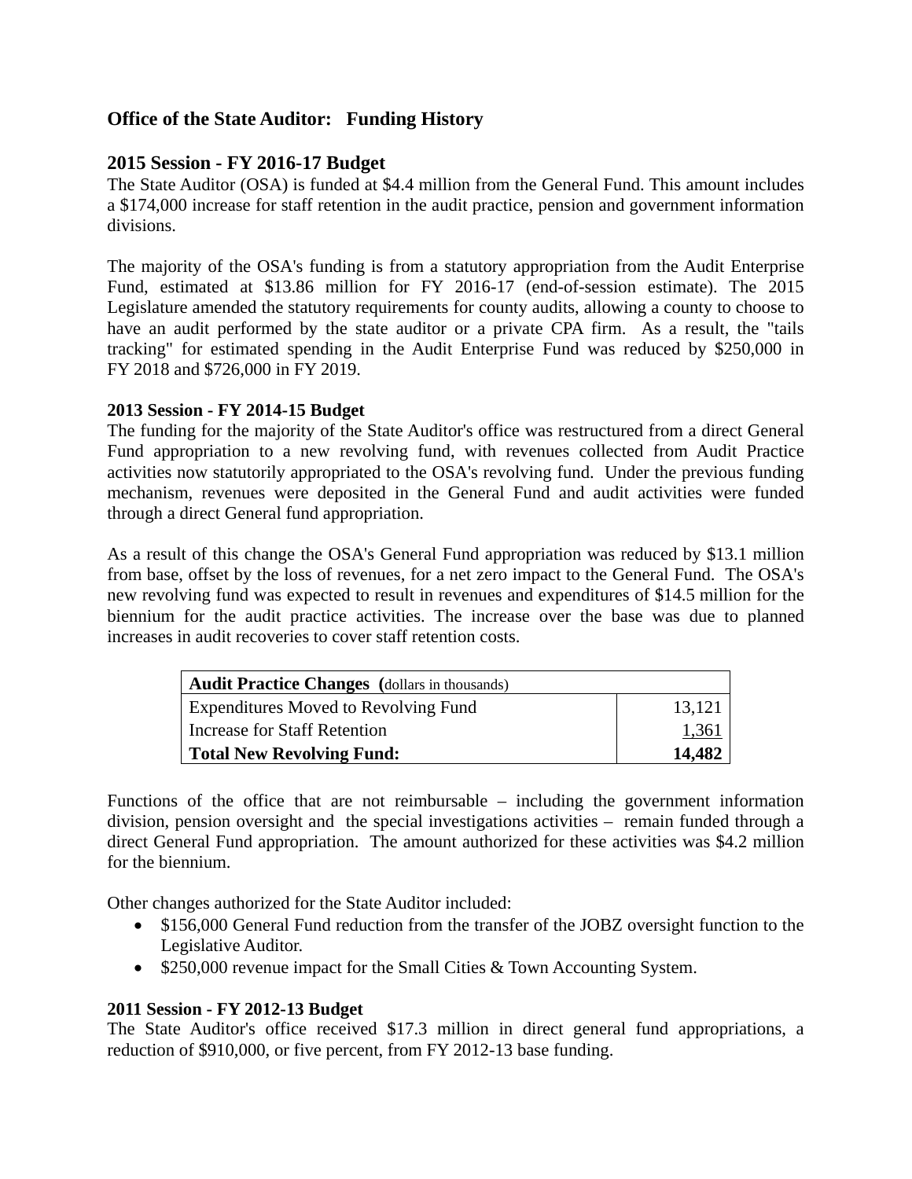# Office of the State Auditor: Funding History

## 2015 Session - FY 2016-17 Budget

The State Auditor (OSA) is funded at $4.4 million from the General Fund. This amount includes a $174,000 increase for staff retention in the audit practice, pension and government information divisions.

The majority of the OSA's funding is from a statutory appropriation from the Audit Enterprise Fund, estimated at $13.86 million for FY 2016-17 (end-of-session estimate). The 2015 Legislature amended the statutory requirements for county audits, allowing a county to choose to have an audit performed by the state auditor or a private CPA firm. As a result, the "tails tracking" for estimated spending in the Audit Enterprise Fund was reduced by $250,000 in FY 2018 and $726,000 in FY 2019.

### 2013 Session - FY 2014-15 Budget

The funding for the majority of the State Auditor's office was restructured from a direct General Fund appropriation to a new revolving fund, with revenues collected from Audit Practice activities now statutorily appropriated to the OSA's revolving fund. Under the previous funding mechanism, revenues were deposited in the General Fund and audit activities were funded through a direct General fund appropriation.

As a result of this change the OSA's General Fund appropriation was reduced by $13.1 million from base, offset by the loss of revenues, for a net zero impact to the General Fund. The OSA's new revolving fund was expected to result in revenues and expenditures of $14.5 million for the biennium for the audit practice activities. The increase over the base was due to planned increases in audit recoveries to cover staff retention costs.

| **Audit Practice Changes** (dollars in thousands) | |
|---|---|
| Expenditures Moved to Revolving Fund | 13,121 |
| Increase for Staff Retention | 1,361 |
| **Total New Revolving Fund:** | **14,482** |

Functions of the office that are not reimbursable – including the government information division, pension oversight and the special investigations activities – remain funded through a direct General Fund appropriation. The amount authorized for these activities was $4.2 million for the biennium.

Other changes authorized for the State Auditor included:

- $156,000 General Fund reduction from the transfer of the JOBZ oversight function to the Legislative Auditor.
- $250,000 revenue impact for the Small Cities & Town Accounting System.

### 2011 Session - FY 2012-13 Budget

The State Auditor's office received $17.3 million in direct general fund appropriations, a reduction of $910,000, or five percent, from FY 2012-13 base funding.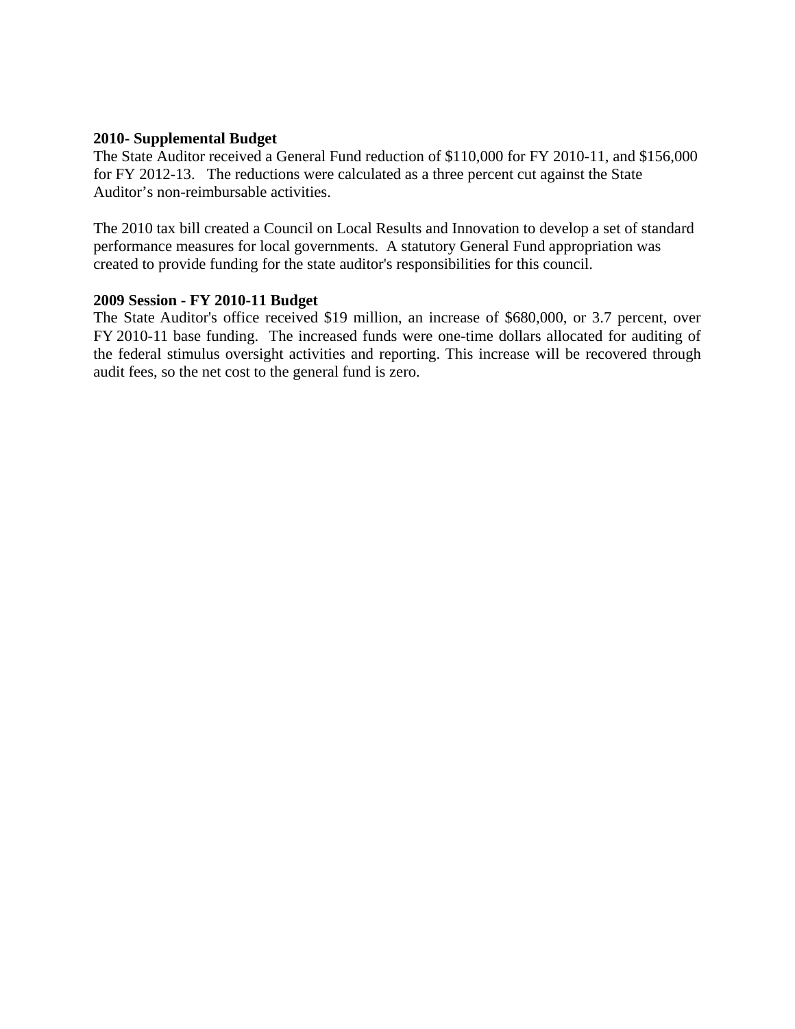**2010- Supplemental Budget**

The State Auditor received a General Fund reduction of $110,000 for FY 2010-11, and $156,000 for FY 2012-13. The reductions were calculated as a three percent cut against the State Auditor's non-reimbursable activities.

The 2010 tax bill created a Council on Local Results and Innovation to develop a set of standard performance measures for local governments. A statutory General Fund appropriation was created to provide funding for the state auditor's responsibilities for this council.

**2009 Session - FY 2010-11 Budget**

The State Auditor's office received $19 million, an increase of $680,000, or 3.7 percent, over FY 2010-11 base funding. The increased funds were one-time dollars allocated for auditing of the federal stimulus oversight activities and reporting. This increase will be recovered through audit fees, so the net cost to the general fund is zero.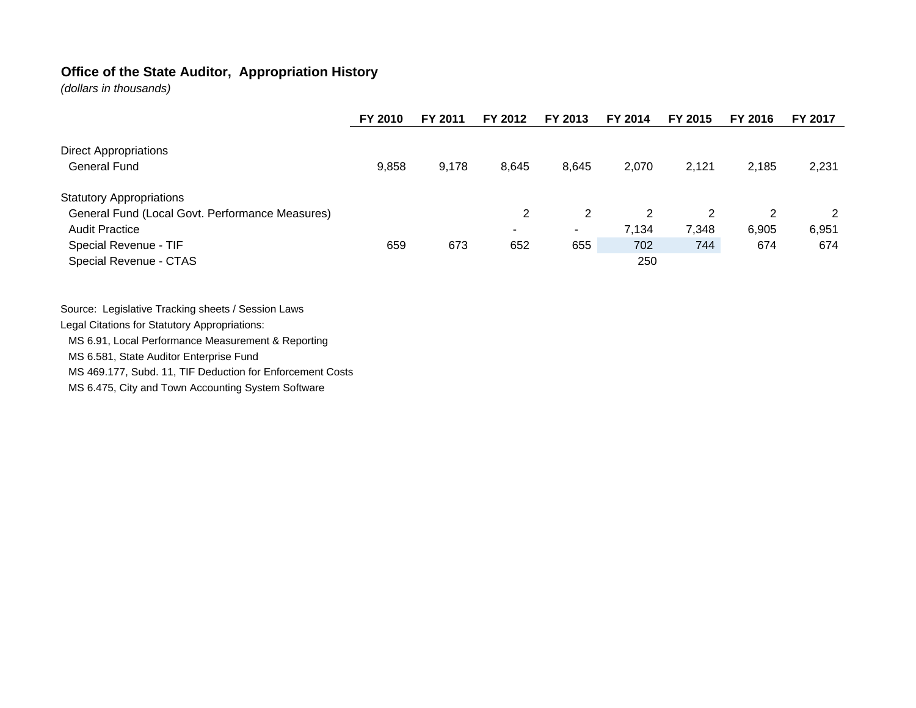**Office of the State Auditor, Appropriation History**

*(dollars in thousands)*

| | FY 2010 | FY 2011 | FY 2012 | FY 2013 | FY 2014 | FY 2015 | FY 2016 | FY 2017 |
|---|---|---|---|---|---|---|---|---|
| Direct Appropriations | | | | | | | | |
| General Fund | 9,858 | 9,178 | 8,645 | 8,645 | 2,070 | 2,121 | 2,185 | 2,231 |
| Statutory Appropriations | | | | | | | | |
| General Fund (Local Govt. Performance Measures) | | | 2 | 2 | 2 | 2 | 2 | 2 |
| Audit Practice | | | - | - | 7,134 | 7,348 | 6,905 | 6,951 |
| Special Revenue - TIF | 659 | 673 | 652 | 655 | 702 | 744 | 674 | 674 |
| Special Revenue - CTAS | | | | | 250 | | | |

Source: Legislative Tracking sheets / Session Laws

Legal Citations for Statutory Appropriations:

- MS 6.91, Local Performance Measurement & Reporting
- MS 6.581, State Auditor Enterprise Fund
- MS 469.177, Subd. 11, TIF Deduction for Enforcement Costs
- MS 6.475, City and Town Accounting System Software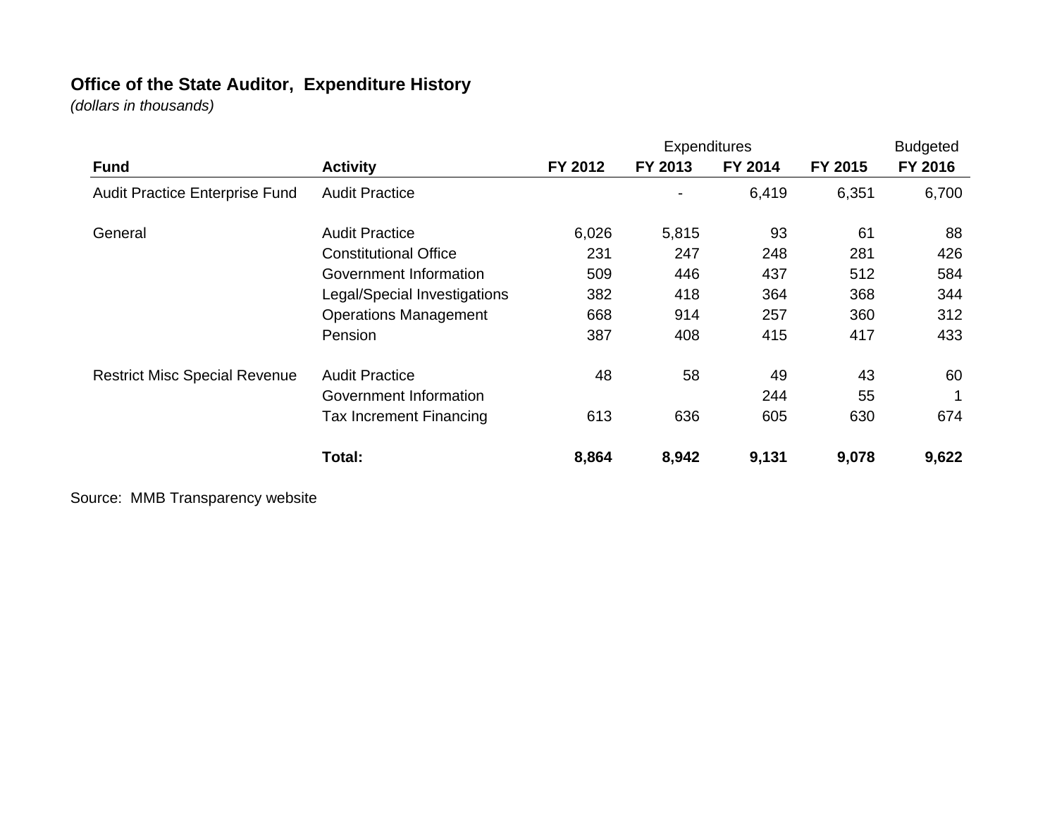**Office of the State Auditor, Expenditure History**
*(dollars in thousands)*

| Fund | Activity | Expenditures | | | | Budgeted |
|---|---|---|---|---|---|---|
| | | FY 2012 | FY 2013 | FY 2014 | FY 2015 | FY 2016 |
| Audit Practice Enterprise Fund | Audit Practice | | - | 6,419 | 6,351 | 6,700 |
| General | Audit Practice | 6,026 | 5,815 | 93 | 61 | 88 |
| | Constitutional Office | 231 | 247 | 248 | 281 | 426 |
| | Government Information | 509 | 446 | 437 | 512 | 584 |
| | Legal/Special Investigations | 382 | 418 | 364 | 368 | 344 |
| | Operations Management | 668 | 914 | 257 | 360 | 312 |
| | Pension | 387 | 408 | 415 | 417 | 433 |
| Restrict Misc Special Revenue | Audit Practice | 48 | 58 | 49 | 43 | 60 |
| | Government Information | | | 244 | 55 | 1 |
| | Tax Increment Financing | 613 | 636 | 605 | 630 | 674 |
| | **Total:** | **8,864** | **8,942** | **9,131** | **9,078** | **9,622** |

Source: MMB Transparency website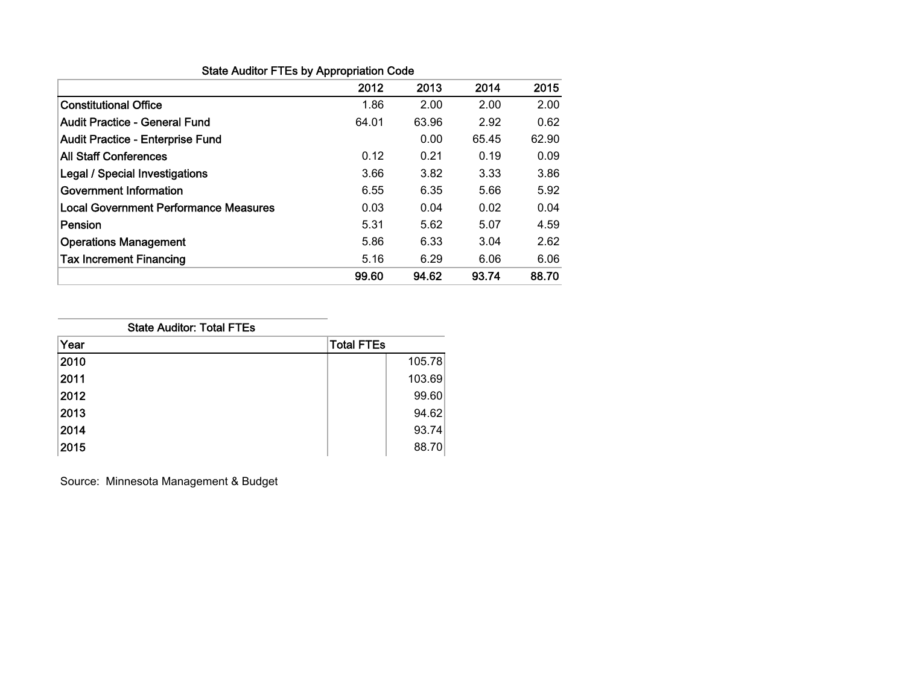State Auditor FTEs by Appropriation Code

| | 2012 | 2013 | 2014 | 2015 |
|---|---|---|---|---|
| Constitutional Office | 1.86 | 2.00 | 2.00 | 2.00 |
| Audit Practice - General Fund | 64.01 | 63.96 | 2.92 | 0.62 |
| Audit Practice - Enterprise Fund | | 0.00 | 65.45 | 62.90 |
| All Staff Conferences | 0.12 | 0.21 | 0.19 | 0.09 |
| Legal / Special Investigations | 3.66 | 3.82 | 3.33 | 3.86 |
| Government Information | 6.55 | 6.35 | 5.66 | 5.92 |
| Local Government Performance Measures | 0.03 | 0.04 | 0.02 | 0.04 |
| Pension | 5.31 | 5.62 | 5.07 | 4.59 |
| Operations Management | 5.86 | 6.33 | 3.04 | 2.62 |
| Tax Increment Financing | 5.16 | 6.29 | 6.06 | 6.06 |
| | **99.60** | **94.62** | **93.74** | **88.70** |

State Auditor: Total FTEs

| Year | Total FTEs |
|---|---|
| 2010 | 105.78 |
| 2011 | 103.69 |
| 2012 | 99.60 |
| 2013 | 94.62 |
| 2014 | 93.74 |
| 2015 | 88.70 |

Source: Minnesota Management & Budget